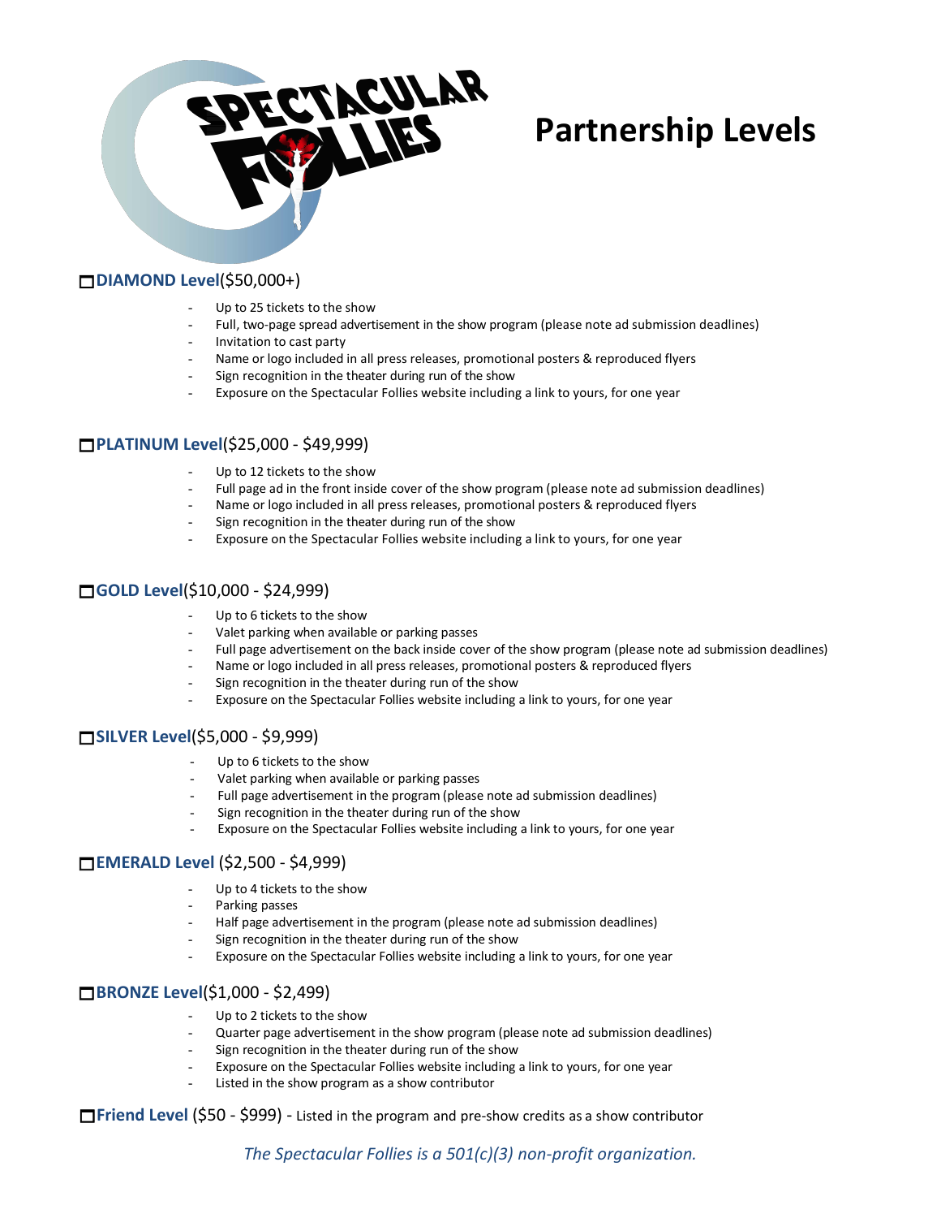# Partnership Levels

## ☐ **DIAMOND Level** ($50,000+)

- Up to 25 tickets to the show
- Full, two-page spread advertisement in the show program (please note ad submission deadlines)
- Invitation to cast party
- Name or logo included in all press releases, promotional posters & reproduced flyers
- Sign recognition in the theater during run of the show
- Exposure on the Spectacular Follies website including a link to yours, for one year

## ☐ **PLATINUM Level** ($25,000 - $49,999)

- Up to 12 tickets to the show
- Full page ad in the front inside cover of the show program (please note ad submission deadlines)
- Name or logo included in all press releases, promotional posters & reproduced flyers
- Sign recognition in the theater during run of the show
- Exposure on the Spectacular Follies website including a link to yours, for one year

## ☐ **GOLD Level** ($10,000 - $24,999)

- Up to 6 tickets to the show
- Valet parking when available or parking passes
- Full page advertisement on the back inside cover of the show program (please note ad submission deadlines)
- Name or logo included in all press releases, promotional posters & reproduced flyers
- Sign recognition in the theater during run of the show
- Exposure on the Spectacular Follies website including a link to yours, for one year

## ☐ **SILVER Level** ($5,000 - $9,999)

- Up to 6 tickets to the show
- Valet parking when available or parking passes
- Full page advertisement in the program (please note ad submission deadlines)
- Sign recognition in the theater during run of the show
- Exposure on the Spectacular Follies website including a link to yours, for one year

## ☐ **EMERALD Level** ($2,500 - $4,999)

- Up to 4 tickets to the show
- Parking passes
- Half page advertisement in the program (please note ad submission deadlines)
- Sign recognition in the theater during run of the show
- Exposure on the Spectacular Follies website including a link to yours, for one year

## ☐ **BRONZE Level** ($1,000 - $2,499)

- Up to 2 tickets to the show
- Quarter page advertisement in the show program (please note ad submission deadlines)
- Sign recognition in the theater during run of the show
- Exposure on the Spectacular Follies website including a link to yours, for one year
- Listed in the show program as a show contributor

## ☐ **Friend Level** ($50 - $999) - Listed in the program and pre-show credits as a show contributor

*The Spectacular Follies is a 501(c)(3) non-profit organization.*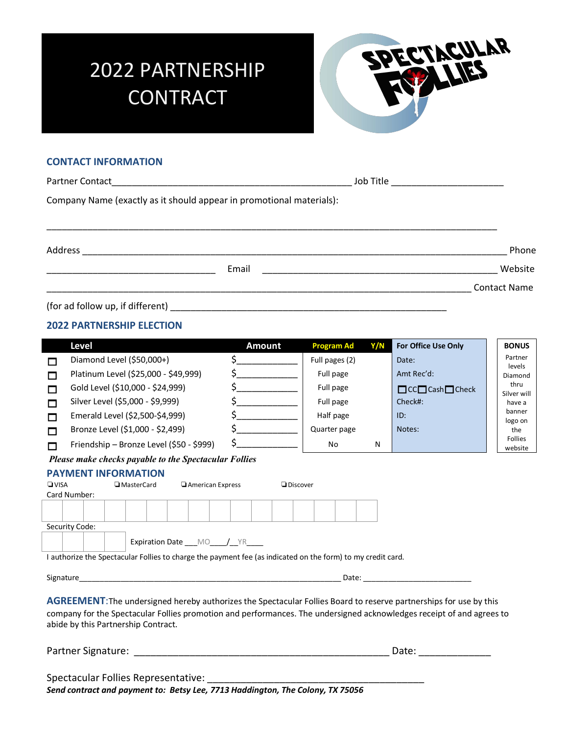# 2022 PARTNERSHIP CONTRACT

SPECTACULAR FOLLIES

## CONTACT INFORMATION

Partner Contact_______________________________________________ Job Title ______________________

Company Name (exactly as it should appear in promotional materials):

_____________________________________________________________________________________

Address ______________________________________________________________________________ Phone

_________________________________ Email _______________________________________________ Website

_____________________________________________________________________________________ Contact Name

(for ad follow up, if different) ______________________________________________________

## 2022 PARTNERSHIP ELECTION

| | Level | Amount | Program Ad | Y/N | For Office Use Only |
|---|---|---|---|---|---|
| ☐ | Diamond Level ($50,000+) | $____________ | Full pages (2) | | Date: |
| ☐ | Platinum Level ($25,000 - $49,999) | $____________ | Full page | | Amt Rec'd: |
| ☐ | Gold Level ($10,000 - $24,999) | $____________ | Full page | | ☐CC☐Cash☐Check |
| ☐ | Silver Level ($5,000 - $9,999) | $____________ | Full page | | Check#: |
| ☐ | Emerald Level ($2,500-$4,999) | $____________ | Half page | | ID: |
| ☐ | Bronze Level ($1,000 - $2,499) | $____________ | Quarter page | | Notes: |
| ☐ | Friendship – Bronze Level ($50 - $999) | $____________ | No | N | |

**BONUS**

Partner levels Diamond thru Silver will have a banner logo on the Follies website

***Please make checks payable to the Spectacular Follies***

## PAYMENT INFORMATION

☐VISA ☐MasterCard ☐American Express ☐Discover

Card Number:

| | | | | | | | | | | | | | | | |
|---|---|---|---|---|---|---|---|---|---|---|---|---|---|---|---|
| | | | | | | | | | | | | | | | |

Security Code:

| | | | |
|---|---|---|---|
| | | | |

Expiration Date ___MO____/__YR____

I authorize the Spectacular Follies to charge the payment fee (as indicated on the form) to my credit card.

Signature_____________________________________________________________ Date: _________________________

**AGREEMENT**: The undersigned hereby authorizes the Spectacular Follies Board to reserve partnerships for use by this company for the Spectacular Follies promotion and performances. The undersigned acknowledges receipt of and agrees to abide by this Partnership Contract.

Partner Signature: _______________________________________________ Date: _____________

Spectacular Follies Representative: ________________________________________

***Send contract and payment to: Betsy Lee, 7713 Haddington, The Colony, TX 75056***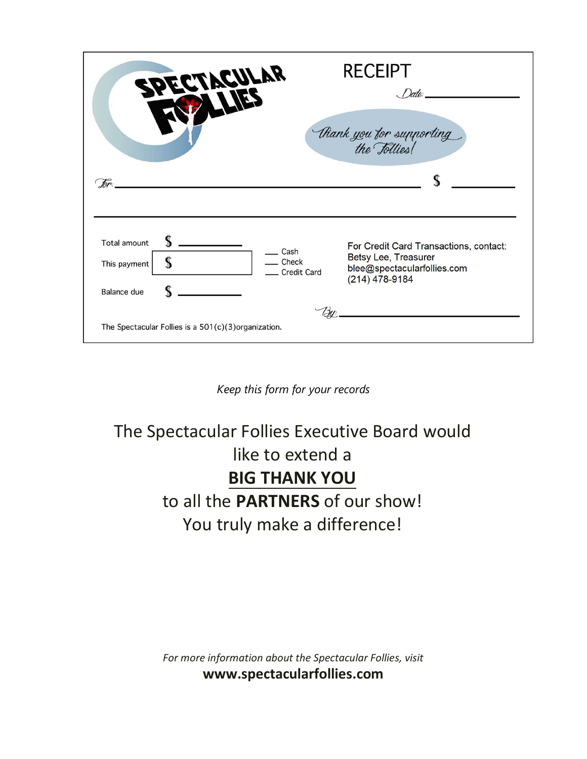SPECTACULAR FOLLIES

# RECEIPT

Date: ______________

*Thank you for supporting the Follies!*

For: ________________________________________ $ __________

________________________________________________________________

Total amount $ __________

This payment $

Balance due $ __________

___ Cash
___ Check
___ Credit Card

For Credit Card Transactions, contact:
Betsy Lee, Treasurer
blee@spectacularfollies.com
(214) 478-9184

By: ______________________________

The Spectacular Follies is a 501(c)(3)organization.

*Keep this form for your records*

The Spectacular Follies Executive Board would like to extend a

**BIG THANK YOU**

to all the **PARTNERS** of our show!
You truly make a difference!

*For more information about the Spectacular Follies, visit*
**www.spectacularfollies.com**